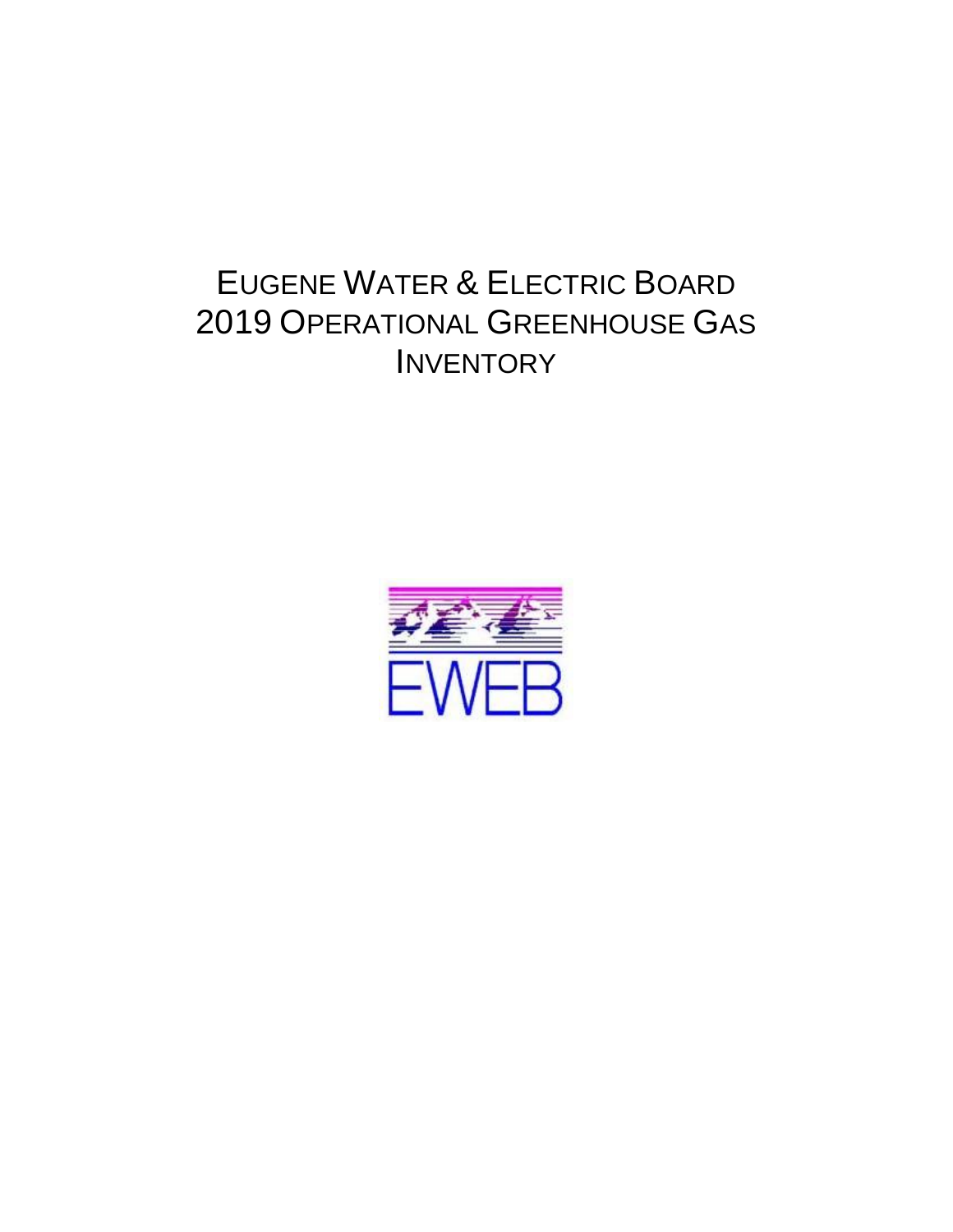# EUGENE WATER & ELECTRIC BOARD 2019 OPERATIONAL GREENHOUSE GAS INVENTORY

EWEB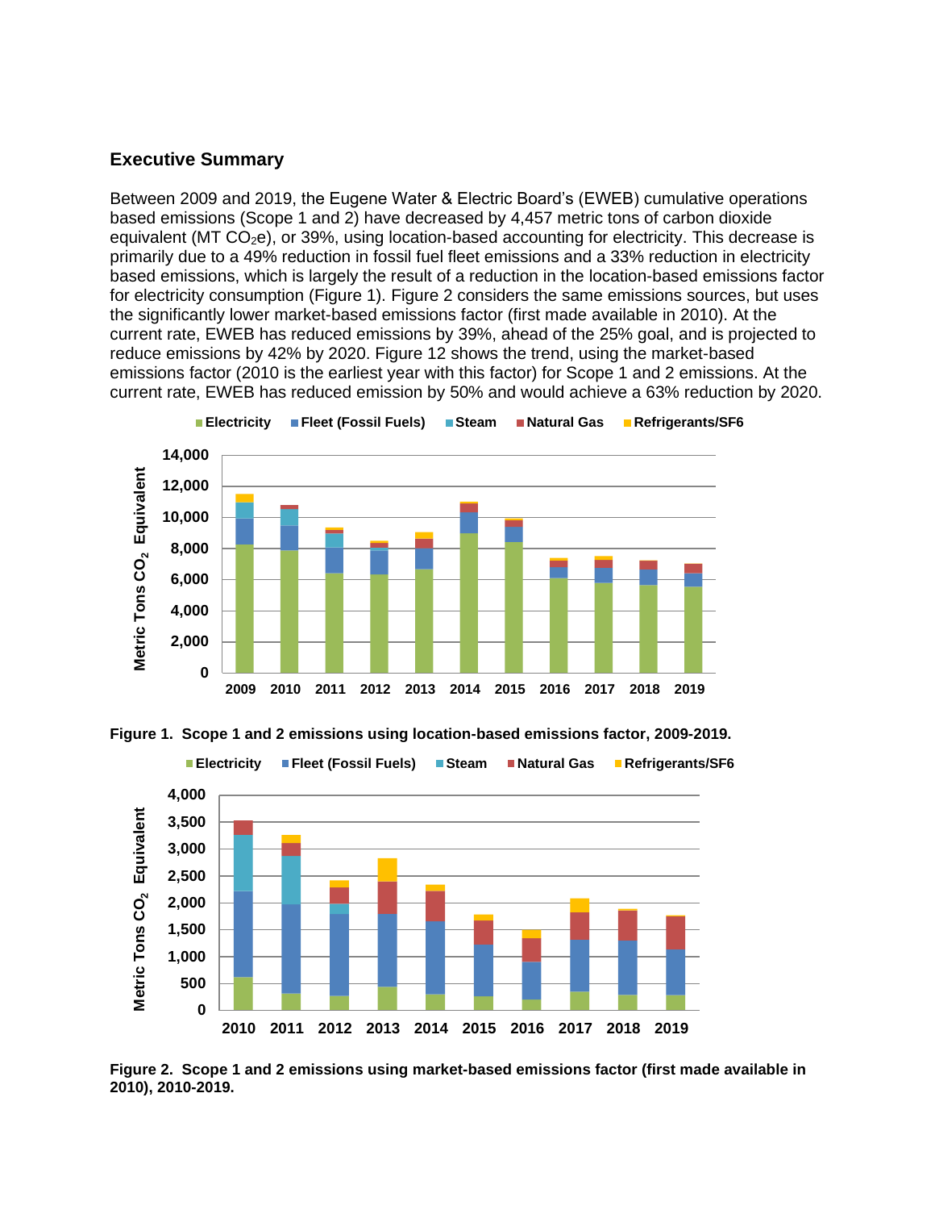## Executive Summary

Between 2009 and 2019, the Eugene Water & Electric Board's (EWEB) cumulative operations based emissions (Scope 1 and 2) have decreased by 4,457 metric tons of carbon dioxide equivalent (MT $CO_2e$), or 39%, using location-based accounting for electricity. This decrease is primarily due to a 49% reduction in fossil fuel fleet emissions and a 33% reduction in electricity based emissions, which is largely the result of a reduction in the location-based emissions factor for electricity consumption (Figure 1). Figure 2 considers the same emissions sources, but uses the significantly lower market-based emissions factor (first made available in 2010). At the current rate, EWEB has reduced emissions by 39%, ahead of the 25% goal, and is projected to reduce emissions by 42% by 2020. Figure 12 shows the trend, using the market-based emissions factor (2010 is the earliest year with this factor) for Scope 1 and 2 emissions. At the current rate, EWEB has reduced emission by 50% and would achieve a 63% reduction by 2020.

**Figure 1. Scope 1 and 2 emissions using location-based emissions factor, 2009-2019.**

**Figure 2. Scope 1 and 2 emissions using market-based emissions factor (first made available in 2010), 2010-2019.**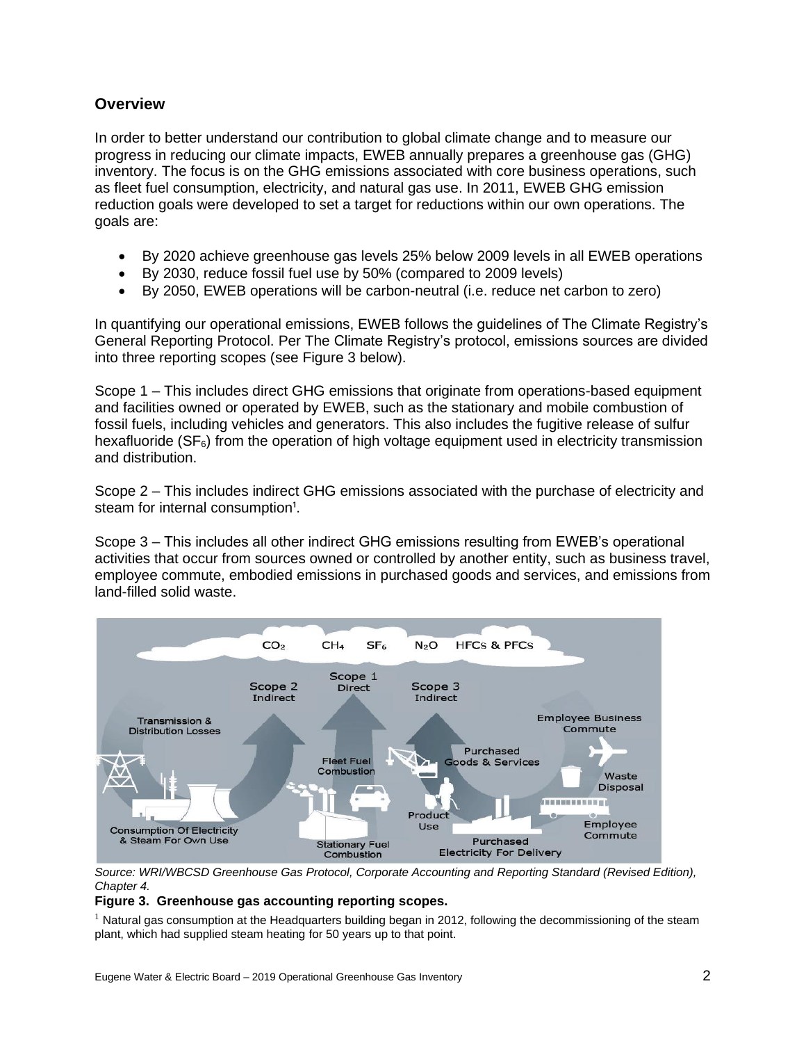## Overview

In order to better understand our contribution to global climate change and to measure our progress in reducing our climate impacts, EWEB annually prepares a greenhouse gas (GHG) inventory. The focus is on the GHG emissions associated with core business operations, such as fleet fuel consumption, electricity, and natural gas use. In 2011, EWEB GHG emission reduction goals were developed to set a target for reductions within our own operations. The goals are:

- By 2020 achieve greenhouse gas levels 25% below 2009 levels in all EWEB operations
- By 2030, reduce fossil fuel use by 50% (compared to 2009 levels)
- By 2050, EWEB operations will be carbon-neutral (i.e. reduce net carbon to zero)

In quantifying our operational emissions, EWEB follows the guidelines of The Climate Registry's General Reporting Protocol. Per The Climate Registry's protocol, emissions sources are divided into three reporting scopes (see Figure 3 below).

Scope 1 – This includes direct GHG emissions that originate from operations-based equipment and facilities owned or operated by EWEB, such as the stationary and mobile combustion of fossil fuels, including vehicles and generators. This also includes the fugitive release of sulfur hexafluoride ($SF_6$) from the operation of high voltage equipment used in electricity transmission and distribution.

Scope 2 – This includes indirect GHG emissions associated with the purchase of electricity and steam for internal consumption[1].

Scope 3 – This includes all other indirect GHG emissions resulting from EWEB's operational activities that occur from sources owned or controlled by another entity, such as business travel, employee commute, embodied emissions in purchased goods and services, and emissions from land-filled solid waste.

*Source: WRI/WBCSD Greenhouse Gas Protocol, Corporate Accounting and Reporting Standard (Revised Edition), Chapter 4.*

**Figure 3. Greenhouse gas accounting reporting scopes.**

[1] Natural gas consumption at the Headquarters building began in 2012, following the decommissioning of the steam plant, which had supplied steam heating for 50 years up to that point.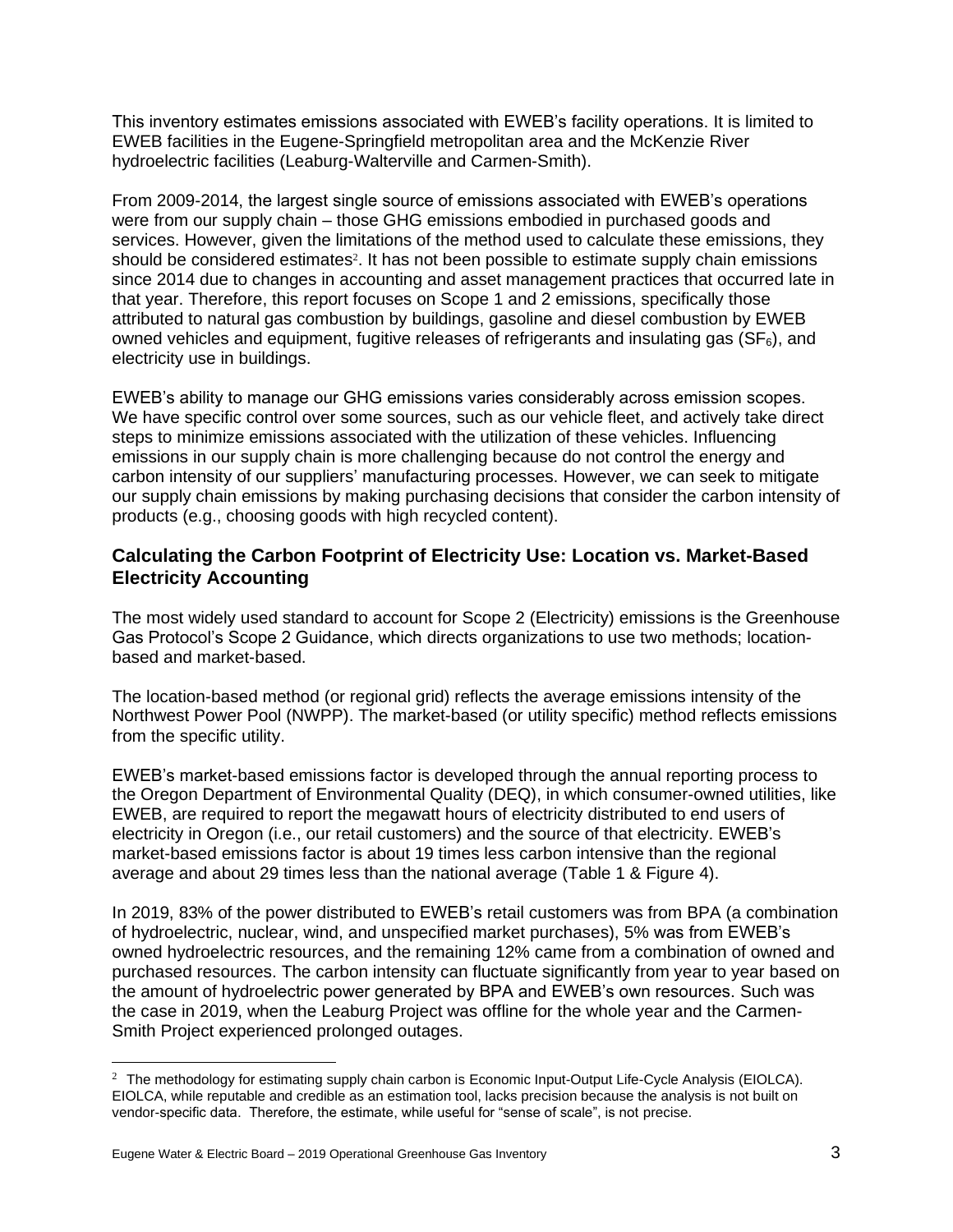This inventory estimates emissions associated with EWEB's facility operations. It is limited to EWEB facilities in the Eugene-Springfield metropolitan area and the McKenzie River hydroelectric facilities (Leaburg-Walterville and Carmen-Smith).

From 2009-2014, the largest single source of emissions associated with EWEB's operations were from our supply chain – those GHG emissions embodied in purchased goods and services. However, given the limitations of the method used to calculate these emissions, they should be considered estimates[2]. It has not been possible to estimate supply chain emissions since 2014 due to changes in accounting and asset management practices that occurred late in that year. Therefore, this report focuses on Scope 1 and 2 emissions, specifically those attributed to natural gas combustion by buildings, gasoline and diesel combustion by EWEB owned vehicles and equipment, fugitive releases of refrigerants and insulating gas ($SF_6$), and electricity use in buildings.

EWEB's ability to manage our GHG emissions varies considerably across emission scopes. We have specific control over some sources, such as our vehicle fleet, and actively take direct steps to minimize emissions associated with the utilization of these vehicles. Influencing emissions in our supply chain is more challenging because do not control the energy and carbon intensity of our suppliers' manufacturing processes. However, we can seek to mitigate our supply chain emissions by making purchasing decisions that consider the carbon intensity of products (e.g., choosing goods with high recycled content).

## Calculating the Carbon Footprint of Electricity Use: Location vs. Market-Based Electricity Accounting

The most widely used standard to account for Scope 2 (Electricity) emissions is the Greenhouse Gas Protocol's Scope 2 Guidance, which directs organizations to use two methods; location-based and market-based.

The location-based method (or regional grid) reflects the average emissions intensity of the Northwest Power Pool (NWPP). The market-based (or utility specific) method reflects emissions from the specific utility.

EWEB's market-based emissions factor is developed through the annual reporting process to the Oregon Department of Environmental Quality (DEQ), in which consumer-owned utilities, like EWEB, are required to report the megawatt hours of electricity distributed to end users of electricity in Oregon (i.e., our retail customers) and the source of that electricity. EWEB's market-based emissions factor is about 19 times less carbon intensive than the regional average and about 29 times less than the national average (Table 1 & Figure 4).

In 2019, 83% of the power distributed to EWEB's retail customers was from BPA (a combination of hydroelectric, nuclear, wind, and unspecified market purchases), 5% was from EWEB's owned hydroelectric resources, and the remaining 12% came from a combination of owned and purchased resources. The carbon intensity can fluctuate significantly from year to year based on the amount of hydroelectric power generated by BPA and EWEB's own resources. Such was the case in 2019, when the Leaburg Project was offline for the whole year and the Carmen-Smith Project experienced prolonged outages.

---

[2] The methodology for estimating supply chain carbon is Economic Input-Output Life-Cycle Analysis (EIOLCA). EIOLCA, while reputable and credible as an estimation tool, lacks precision because the analysis is not built on vendor-specific data. Therefore, the estimate, while useful for "sense of scale", is not precise.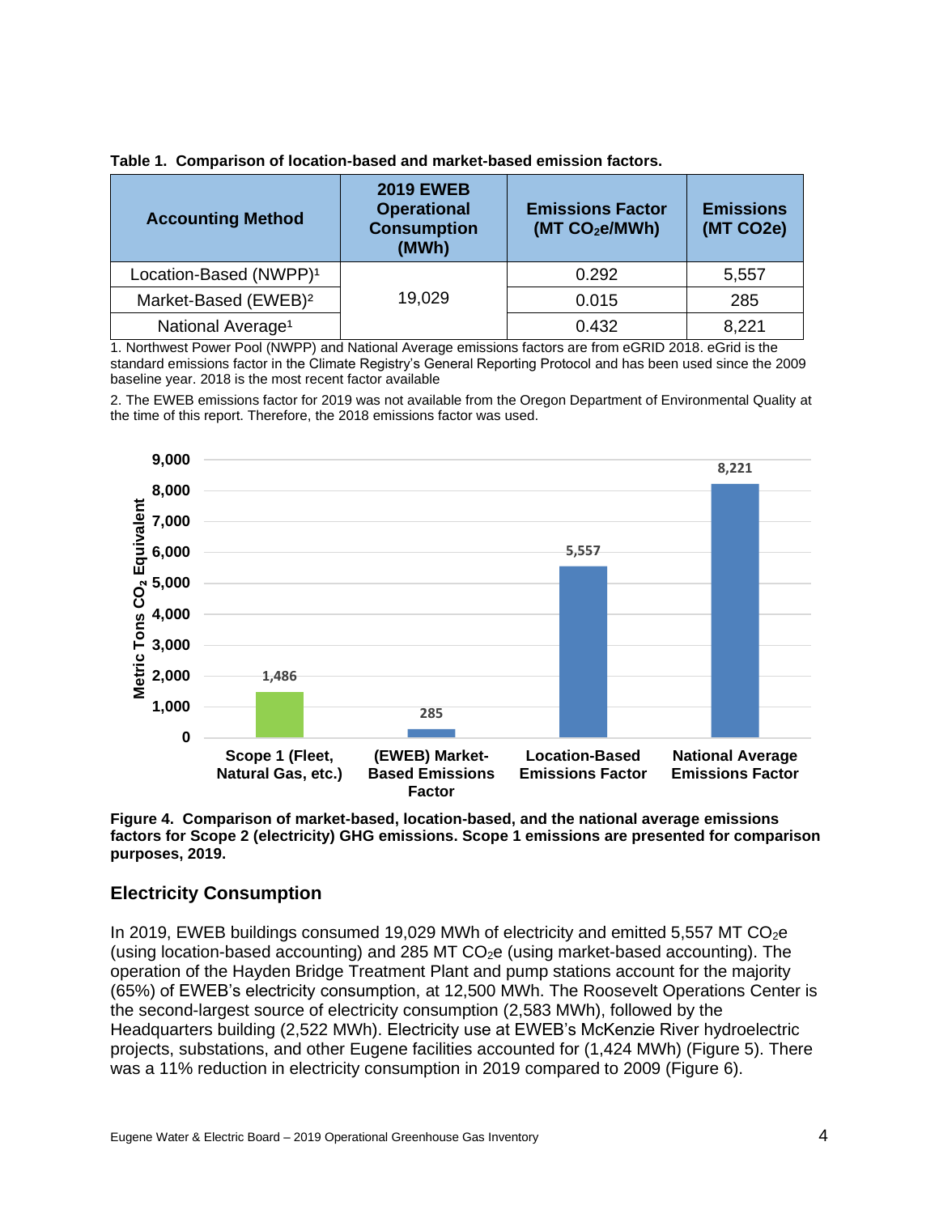**Table 1. Comparison of location-based and market-based emission factors.**

| Accounting Method | 2019 EWEB Operational Consumption (MWh) | Emissions Factor (MT $CO_2e$/MWh) | Emissions (MT CO2e) |
|---|---|---|---|
| Location-Based (NWPP)[1] | 19,029 | 0.292 | 5,557 |
| Market-Based (EWEB)[2] | | 0.015 | 285 |
| National Average[1] | | 0.432 | 8,221 |

1. Northwest Power Pool (NWPP) and National Average emissions factors are from eGRID 2018. eGrid is the standard emissions factor in the Climate Registry's General Reporting Protocol and has been used since the 2009 baseline year. 2018 is the most recent factor available

2. The EWEB emissions factor for 2019 was not available from the Oregon Department of Environmental Quality at the time of this report. Therefore, the 2018 emissions factor was used.

| | Metric Tons $CO_2$ Equivalent |
|---|---|
| Scope 1 (Fleet, Natural Gas, etc.) | 1,486 |
| (EWEB) Market-Based Emissions Factor | 285 |
| Location-Based Emissions Factor | 5,557 |
| National Average Emissions Factor | 8,221 |

**Figure 4. Comparison of market-based, location-based, and the national average emissions factors for Scope 2 (electricity) GHG emissions. Scope 1 emissions are presented for comparison purposes, 2019.**

## Electricity Consumption

In 2019, EWEB buildings consumed 19,029 MWh of electricity and emitted 5,557 MT $CO_2e$ (using location-based accounting) and 285 MT $CO_2e$ (using market-based accounting). The operation of the Hayden Bridge Treatment Plant and pump stations account for the majority (65%) of EWEB's electricity consumption, at 12,500 MWh. The Roosevelt Operations Center is the second-largest source of electricity consumption (2,583 MWh), followed by the Headquarters building (2,522 MWh). Electricity use at EWEB's McKenzie River hydroelectric projects, substations, and other Eugene facilities accounted for (1,424 MWh) (Figure 5). There was a 11% reduction in electricity consumption in 2019 compared to 2009 (Figure 6).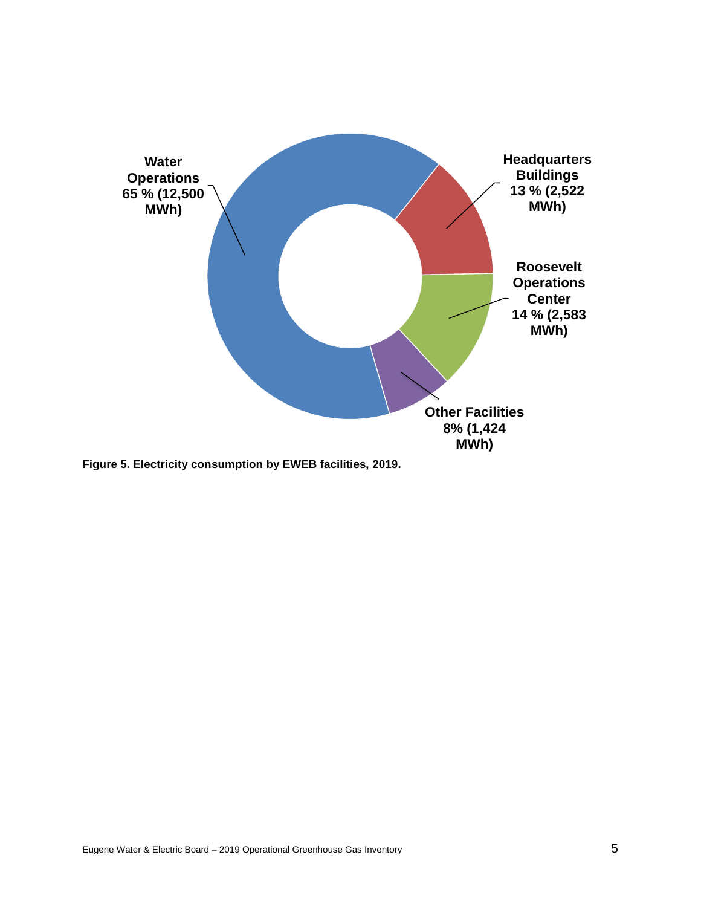Water Operations 65 % (12,500 MWh)

Headquarters Buildings 13 % (2,522 MWh)

Roosevelt Operations Center 14 % (2,583 MWh)

Other Facilities 8% (1,424 MWh)

**Figure 5. Electricity consumption by EWEB facilities, 2019.**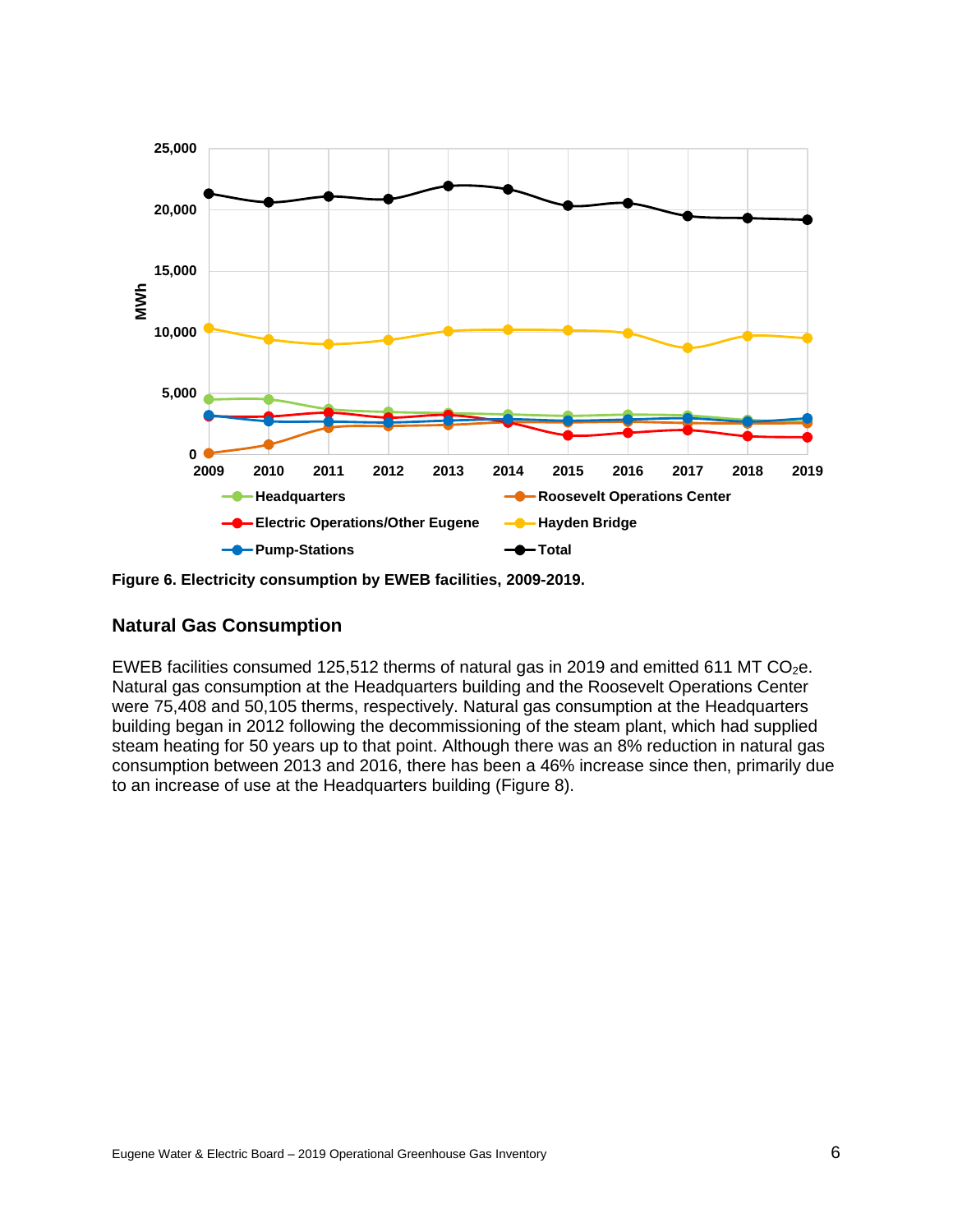**Figure 6. Electricity consumption by EWEB facilities, 2009-2019.**

## Natural Gas Consumption

EWEB facilities consumed 125,512 therms of natural gas in 2019 and emitted 611 MT $CO_2e$. Natural gas consumption at the Headquarters building and the Roosevelt Operations Center were 75,408 and 50,105 therms, respectively. Natural gas consumption at the Headquarters building began in 2012 following the decommissioning of the steam plant, which had supplied steam heating for 50 years up to that point. Although there was an 8% reduction in natural gas consumption between 2013 and 2016, there has been a 46% increase since then, primarily due to an increase of use at the Headquarters building (Figure 8).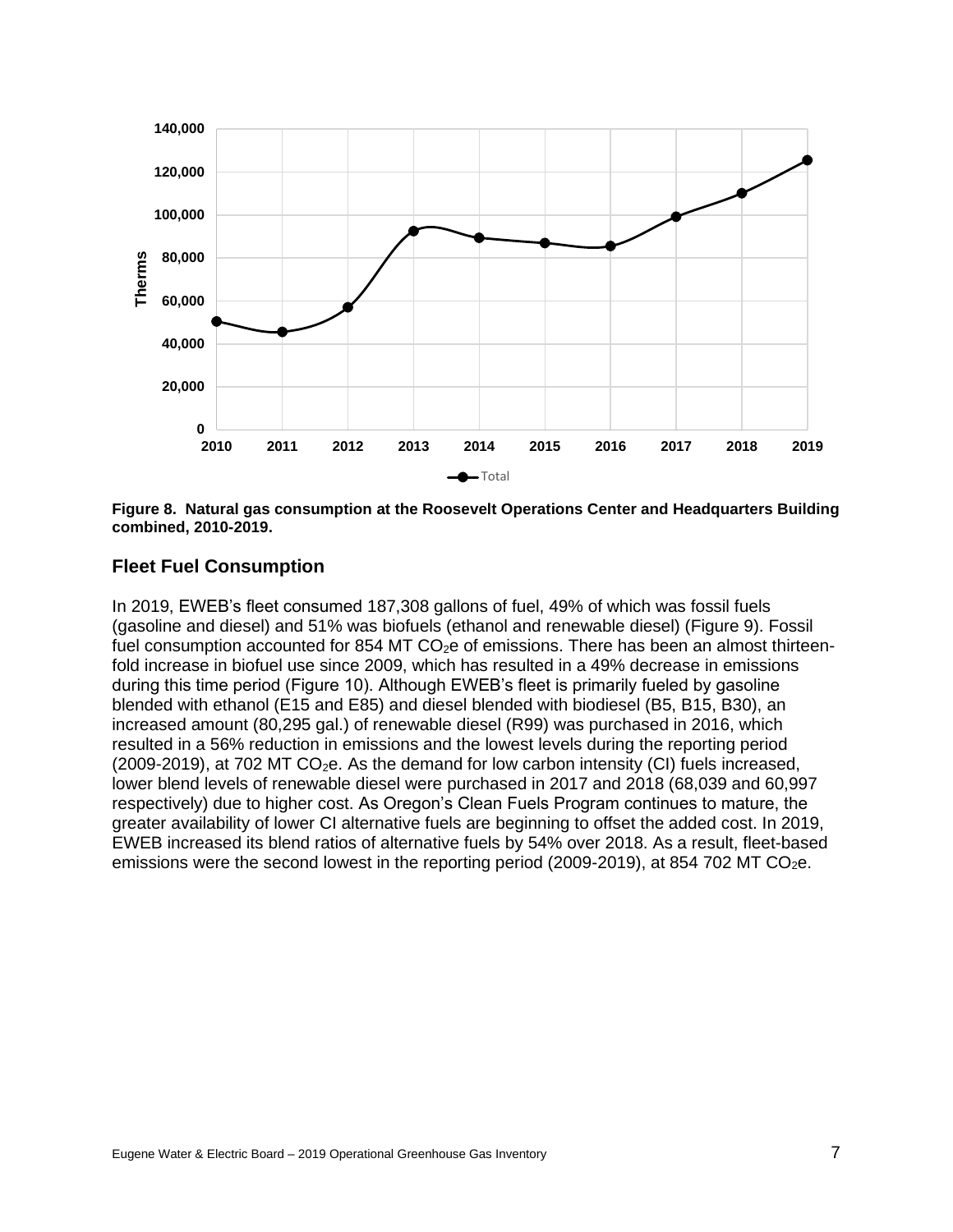Figure 8. Natural gas consumption at the Roosevelt Operations Center and Headquarters Building combined, 2010-2019.

## Fleet Fuel Consumption

In 2019, EWEB's fleet consumed 187,308 gallons of fuel, 49% of which was fossil fuels (gasoline and diesel) and 51% was biofuels (ethanol and renewable diesel) (Figure 9). Fossil fuel consumption accounted for 854 MT $CO_2$e of emissions. There has been an almost thirteen-fold increase in biofuel use since 2009, which has resulted in a 49% decrease in emissions during this time period (Figure 10). Although EWEB's fleet is primarily fueled by gasoline blended with ethanol (E15 and E85) and diesel blended with biodiesel (B5, B15, B30), an increased amount (80,295 gal.) of renewable diesel (R99) was purchased in 2016, which resulted in a 56% reduction in emissions and the lowest levels during the reporting period (2009-2019), at 702 MT $CO_2$e. As the demand for low carbon intensity (CI) fuels increased, lower blend levels of renewable diesel were purchased in 2017 and 2018 (68,039 and 60,997 respectively) due to higher cost. As Oregon's Clean Fuels Program continues to mature, the greater availability of lower CI alternative fuels are beginning to offset the added cost. In 2019, EWEB increased its blend ratios of alternative fuels by 54% over 2018. As a result, fleet-based emissions were the second lowest in the reporting period (2009-2019), at 854 702 MT $CO_2$e.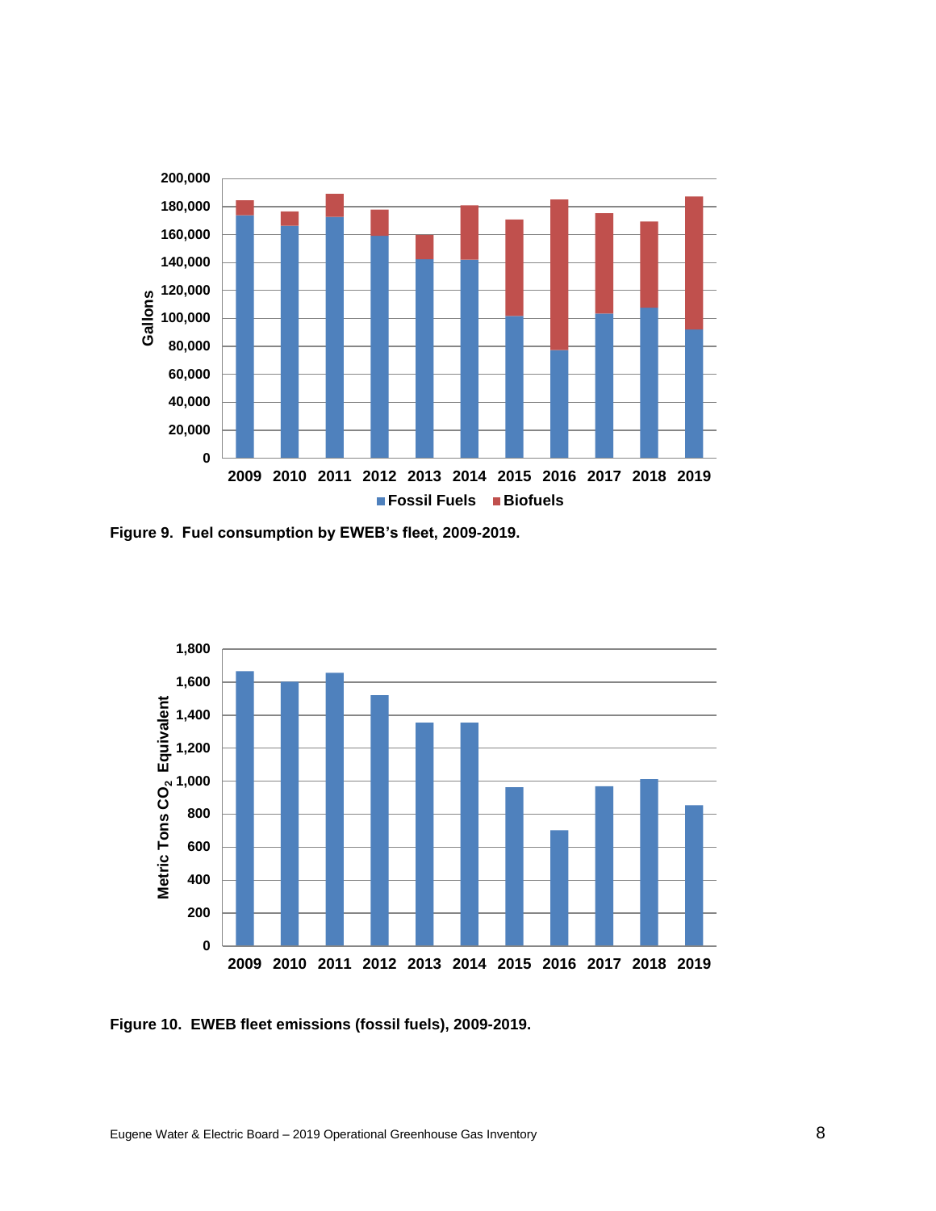Figure 9. Fuel consumption by EWEB's fleet, 2009-2019.

Figure 10. EWEB fleet emissions (fossil fuels), 2009-2019.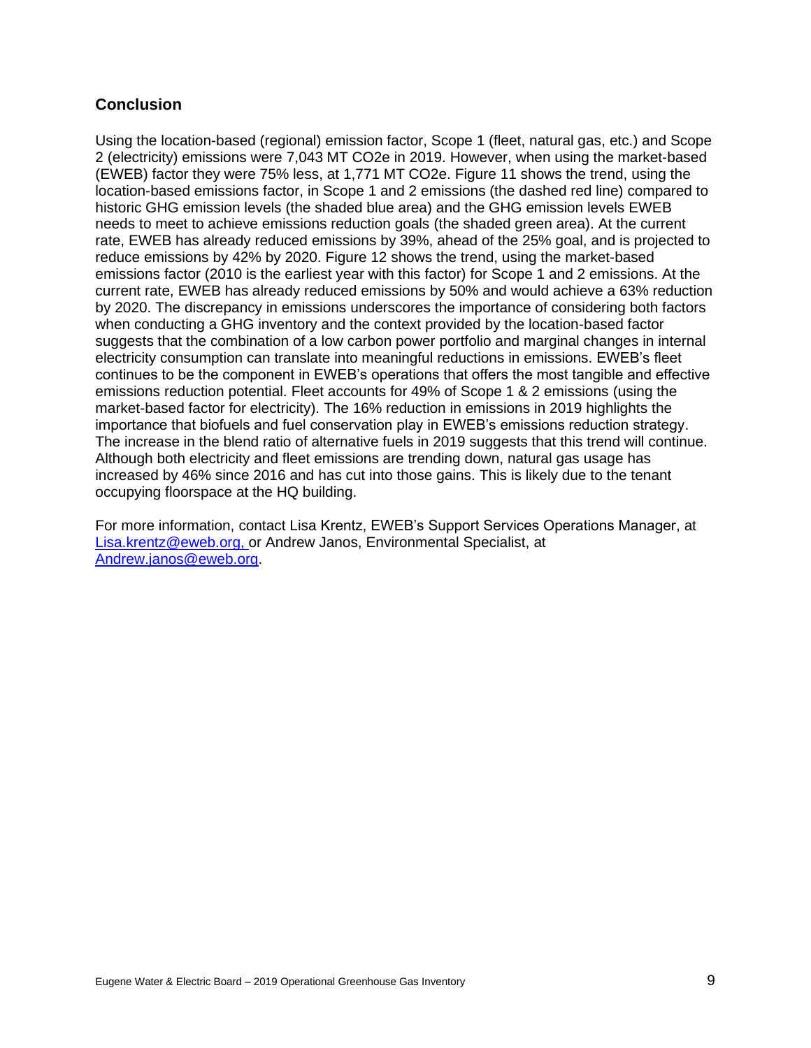## Conclusion

Using the location-based (regional) emission factor, Scope 1 (fleet, natural gas, etc.) and Scope 2 (electricity) emissions were 7,043 MT CO2e in 2019. However, when using the market-based (EWEB) factor they were 75% less, at 1,771 MT CO2e. Figure 11 shows the trend, using the location-based emissions factor, in Scope 1 and 2 emissions (the dashed red line) compared to historic GHG emission levels (the shaded blue area) and the GHG emission levels EWEB needs to meet to achieve emissions reduction goals (the shaded green area). At the current rate, EWEB has already reduced emissions by 39%, ahead of the 25% goal, and is projected to reduce emissions by 42% by 2020. Figure 12 shows the trend, using the market-based emissions factor (2010 is the earliest year with this factor) for Scope 1 and 2 emissions. At the current rate, EWEB has already reduced emissions by 50% and would achieve a 63% reduction by 2020. The discrepancy in emissions underscores the importance of considering both factors when conducting a GHG inventory and the context provided by the location-based factor suggests that the combination of a low carbon power portfolio and marginal changes in internal electricity consumption can translate into meaningful reductions in emissions. EWEB's fleet continues to be the component in EWEB's operations that offers the most tangible and effective emissions reduction potential. Fleet accounts for 49% of Scope 1 & 2 emissions (using the market-based factor for electricity). The 16% reduction in emissions in 2019 highlights the importance that biofuels and fuel conservation play in EWEB's emissions reduction strategy. The increase in the blend ratio of alternative fuels in 2019 suggests that this trend will continue. Although both electricity and fleet emissions are trending down, natural gas usage has increased by 46% since 2016 and has cut into those gains. This is likely due to the tenant occupying floorspace at the HQ building.

For more information, contact Lisa Krentz, EWEB's Support Services Operations Manager, at Lisa.krentz@eweb.org, or Andrew Janos, Environmental Specialist, at Andrew.janos@eweb.org.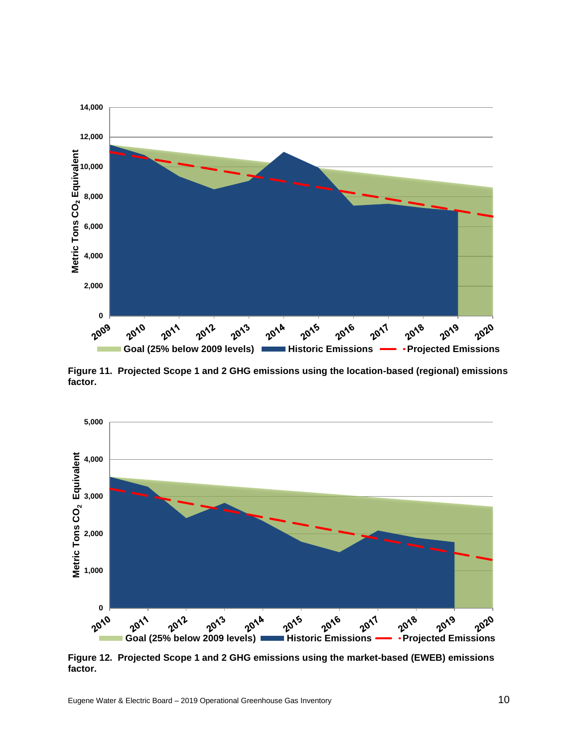14,000
12,000
10,000
8,000
6,000
4,000
2,000
0

Metric Tons $CO_2$ Equivalent

2009 2010 2011 2012 2013 2014 2015 2016 2017 2018 2019 2020

Goal (25% below 2009 levels) Historic Emissions Projected Emissions

**Figure 11. Projected Scope 1 and 2 GHG emissions using the location-based (regional) emissions factor.**

5,000
4,000
3,000
2,000
1,000
0

Metric Tons $CO_2$ Equivalent

2010 2011 2012 2013 2014 2015 2016 2017 2018 2019 2020

Goal (25% below 2009 levels) Historic Emissions Projected Emissions

**Figure 12. Projected Scope 1 and 2 GHG emissions using the market-based (EWEB) emissions factor.**